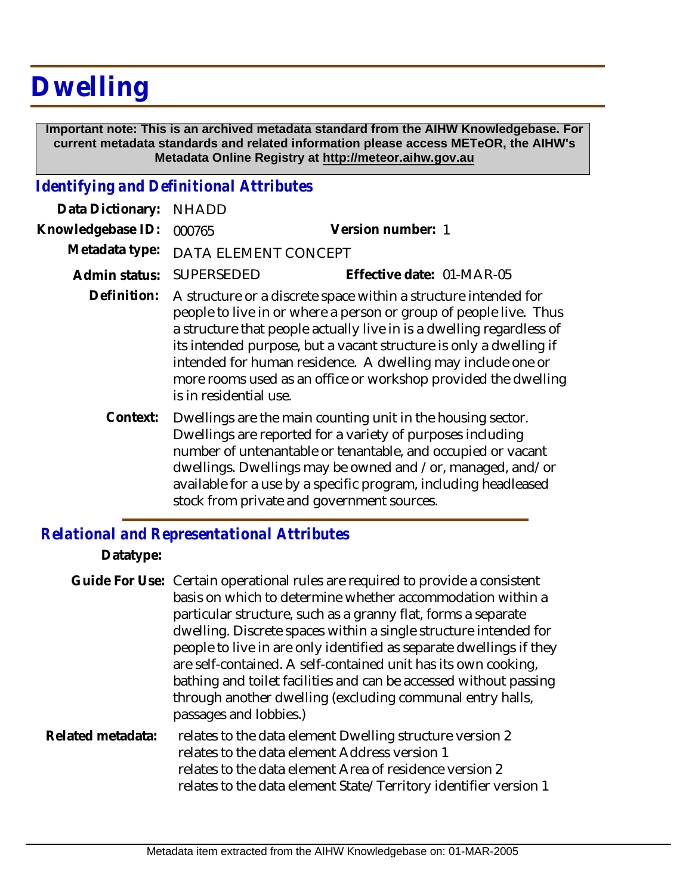# Dwelling

**Important note: This is an archived metadata standard from the AIHW Knowledgebase. For current metadata standards and related information please access METeOR, the AIHW's Metadata Online Registry at http://meteor.aihw.gov.au**

## *Identifying and Definitional Attributes*

**Data Dictionary:** NHADD

**Knowledgebase ID:** 000765

**Version number:** 1

**Metadata type:** DATA ELEMENT CONCEPT

**Admin status:** SUPERSEDED

**Effective date:** 01-MAR-05

**Definition:** A structure or a discrete space within a structure intended for people to live in or where a person or group of people live. Thus a structure that people actually live in is a dwelling regardless of its intended purpose, but a vacant structure is only a dwelling if intended for human residence. A dwelling may include one or more rooms used as an office or workshop provided the dwelling is in residential use.

**Context:** Dwellings are the main counting unit in the housing sector. Dwellings are reported for a variety of purposes including number of untenantable or tenantable, and occupied or vacant dwellings. Dwellings may be owned and /or, managed, and/or available for a use by a specific program, including headleased stock from private and government sources.

## *Relational and Representational Attributes*

**Datatype:**

**Guide For Use:** Certain operational rules are required to provide a consistent basis on which to determine whether accommodation within a particular structure, such as a granny flat, forms a separate dwelling. Discrete spaces within a single structure intended for people to live in are only identified as separate dwellings if they are self-contained. A self-contained unit has its own cooking, bathing and toilet facilities and can be accessed without passing through another dwelling (excluding communal entry halls, passages and lobbies.)

**Related metadata:**
relates to the data element Dwelling structure version 2
relates to the data element Address version 1
relates to the data element Area of residence version 2
relates to the data element State/Territory identifier version 1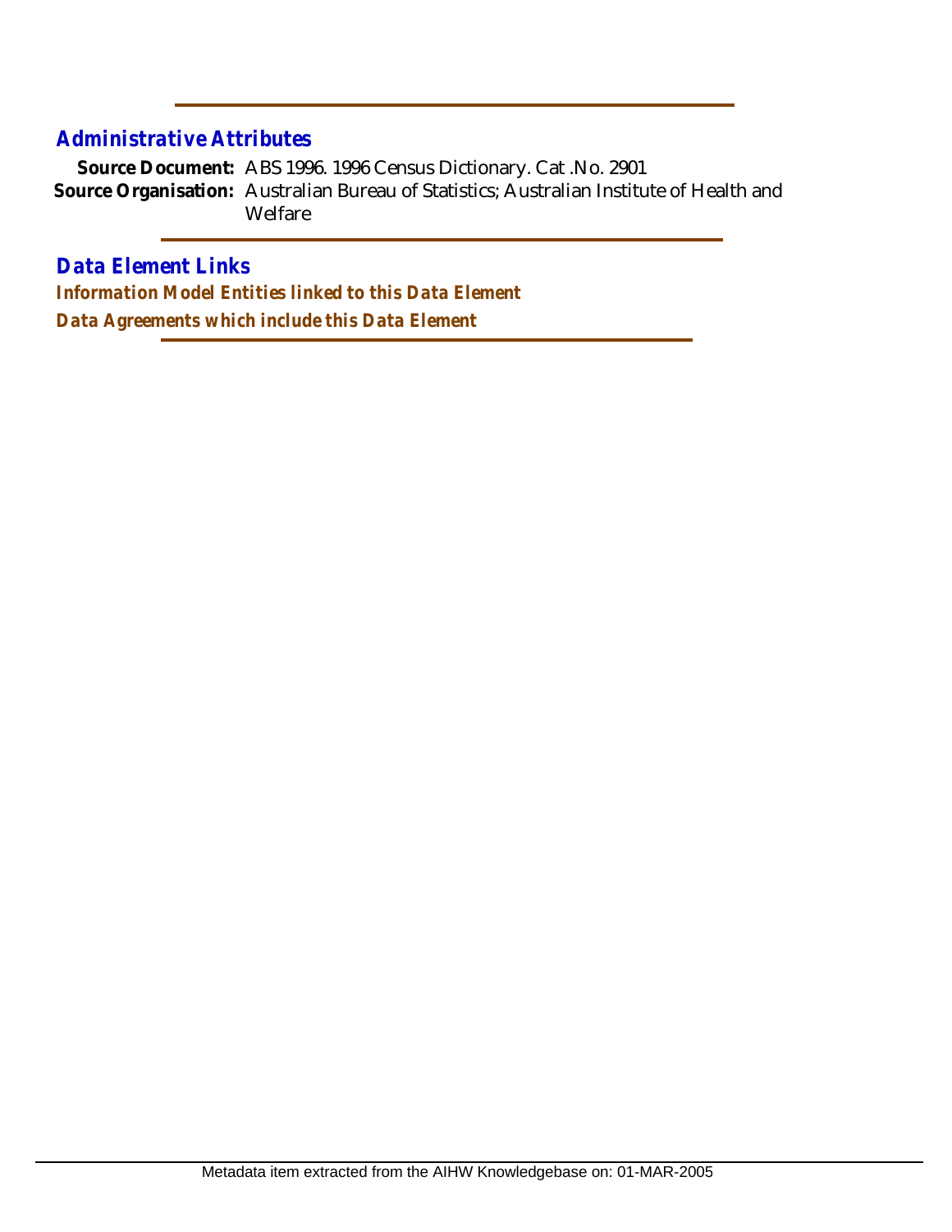## Administrative Attributes

**Source Document:** ABS 1996. 1996 Census Dictionary. Cat .No. 2901

**Source Organisation:** Australian Bureau of Statistics; Australian Institute of Health and Welfare

## Data Element Links

***Information Model Entities linked to this Data Element***

***Data Agreements which include this Data Element***

Metadata item extracted from the AIHW Knowledgebase on: 01-MAR-2005